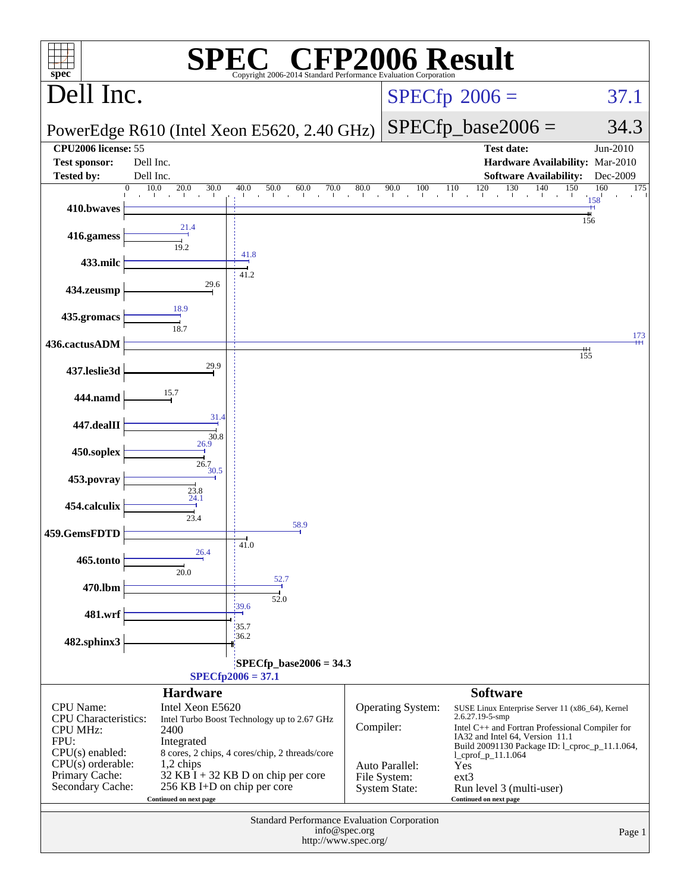# SPEC CFP2006 Result

Copyright 2006-2014 Standard Performance Evaluation Corporation

## Dell Inc.

PowerEdge R610 (Intel Xeon E5620, 2.40 GHz)

SPECfp 2006 = 37.1

SPECfp_base2006 = 34.3

| | | | |
|---|---|---|---|
| **CPU2006 license:** | 55 | **Test date:** | Jun-2010 |
| **Test sponsor:** | Dell Inc. | **Hardware Availability:** | Mar-2010 |
| **Tested by:** | Dell Inc. | **Software Availability:** | Dec-2009 |

| Benchmark | Peak | Base |
|---|---|---|
| 410.bwaves | 158 | 156 |
| 416.gamess | 21.4 | 19.2 |
| 433.milc | 41.8 | 41.2 |
| 434.zeusmp | | 29.6 |
| 435.gromacs | 18.9 | 18.7 |
| 436.cactusADM | 173 | 155 |
| 437.leslie3d | | 29.9 |
| 444.namd | | 15.7 |
| 447.dealII | 31.4 | 30.8 |
| 450.soplex | 26.9 | 26.7 |
| 453.povray | 30.5 | 23.8 |
| 454.calculix | 24.1 | 23.4 |
| 459.GemsFDTD | 58.9 | 41.0 |
| 465.tonto | 26.4 | 20.0 |
| 470.lbm | 52.7 | 52.0 |
| 481.wrf | 39.6 | 35.7 |
| 482.sphinx3 | | 36.2 |

SPECfp_base2006 = 34.3

SPECfp2006 = 37.1

## Hardware

| | |
|---|---|
| CPU Name: | Intel Xeon E5620 |
| CPU Characteristics: | Intel Turbo Boost Technology up to 2.67 GHz |
| CPU MHz: | 2400 |
| FPU: | Integrated |
| CPU(s) enabled: | 8 cores, 2 chips, 4 cores/chip, 2 threads/core |
| CPU(s) orderable: | 1,2 chips |
| Primary Cache: | 32 KB I + 32 KB D on chip per core |
| Secondary Cache: | 256 KB I+D on chip per core |

Continued on next page

## Software

| | |
|---|---|
| Operating System: | SUSE Linux Enterprise Server 11 (x86_64), Kernel 2.6.27.19-5-smp |
| Compiler: | Intel C++ and Fortran Professional Compiler for IA32 and Intel 64, Version 11.1 Build 20091130 Package ID: l_cproc_p_11.1.064, l_cprof_p_11.1.064 |
| Auto Parallel: | Yes |
| File System: | ext3 |
| System State: | Run level 3 (multi-user) |

Continued on next page

Standard Performance Evaluation Corporation
info@spec.org
http://www.spec.org/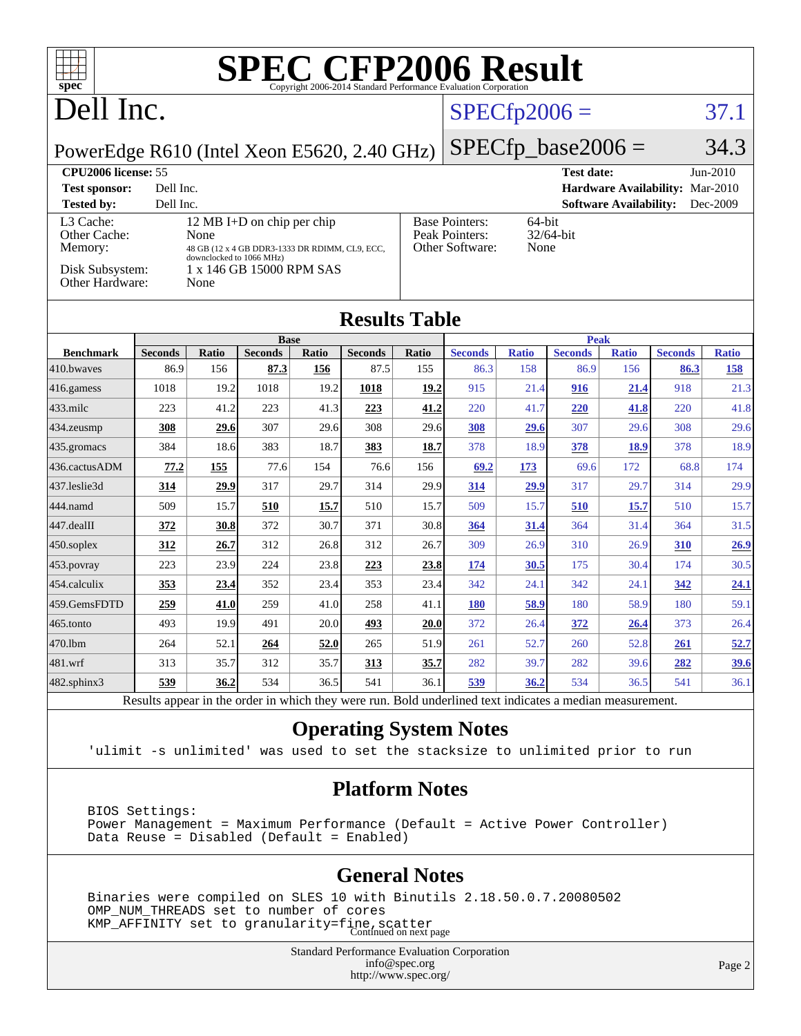# SPEC CFP2006 Result

Copyright 2006-2014 Standard Performance Evaluation Corporation

# Dell Inc.

PowerEdge R610 (Intel Xeon E5620, 2.40 GHz)

SPECfp2006 = 37.1

SPECfp_base2006 = 34.3

**CPU2006 license:** 55
**Test sponsor:** Dell Inc.
**Tested by:** Dell Inc.

**Test date:** Jun-2010
**Hardware Availability:** Mar-2010
**Software Availability:** Dec-2009

| | |
|---|---|
| L3 Cache: | 12 MB I+D on chip per chip |
| Other Cache: | None |
| Memory: | 48 GB (12 x 4 GB DDR3-1333 DR RDIMM, CL9, ECC, downclocked to 1066 MHz) |
| Disk Subsystem: | 1 x 146 GB 15000 RPM SAS |
| Other Hardware: | None |

| | |
|---|---|
| Base Pointers: | 64-bit |
| Peak Pointers: | 32/64-bit |
| Other Software: | None |

## Results Table

| Benchmark | Base | | | | | | Peak | | | | | |
|---|---|---|---|---|---|---|---|---|---|---|---|---|
| | Seconds | Ratio | Seconds | Ratio | Seconds | Ratio | Seconds | Ratio | Seconds | Ratio | Seconds | Ratio |
| 410.bwaves | 86.9 | 156 | **87.3** | **156** | 87.5 | 155 | 86.3 | 158 | 86.9 | 156 | **86.3** | **158** |
| 416.gamess | 1018 | 19.2 | 1018 | 19.2 | **1018** | **19.2** | 915 | 21.4 | **916** | **21.4** | 918 | 21.3 |
| 433.milc | 223 | 41.2 | 223 | 41.3 | **223** | **41.2** | 220 | 41.7 | **220** | **41.8** | 220 | 41.8 |
| 434.zeusmp | **308** | **29.6** | 307 | 29.6 | 308 | 29.6 | **308** | **29.6** | 307 | 29.6 | 308 | 29.6 |
| 435.gromacs | 384 | 18.6 | 383 | 18.7 | **383** | **18.7** | 378 | 18.9 | **378** | **18.9** | 378 | 18.9 |
| 436.cactusADM | **77.2** | **155** | 77.6 | 154 | 76.6 | 156 | **69.2** | **173** | 69.6 | 172 | 68.8 | 174 |
| 437.leslie3d | **314** | **29.9** | 317 | 29.7 | 314 | 29.9 | **314** | **29.9** | 317 | 29.7 | 314 | 29.9 |
| 444.namd | 509 | 15.7 | **510** | **15.7** | 510 | 15.7 | 509 | 15.7 | **510** | **15.7** | 510 | 15.7 |
| 447.dealII | **372** | **30.8** | 372 | 30.7 | 371 | 30.8 | **364** | **31.4** | 364 | 31.4 | 364 | 31.5 |
| 450.soplex | **312** | **26.7** | 312 | 26.8 | 312 | 26.7 | 309 | 26.9 | 310 | 26.9 | **310** | **26.9** |
| 453.povray | 223 | 23.9 | 224 | 23.8 | **223** | **23.8** | **174** | **30.5** | 175 | 30.4 | 174 | 30.5 |
| 454.calculix | **353** | **23.4** | 352 | 23.4 | 353 | 23.4 | 342 | 24.1 | 342 | 24.1 | **342** | **24.1** |
| 459.GemsFDTD | **259** | **41.0** | 259 | 41.0 | 258 | 41.1 | **180** | **58.9** | 180 | 58.9 | 180 | 59.1 |
| 465.tonto | 493 | 19.9 | 491 | 20.0 | **493** | **20.0** | 372 | 26.4 | **372** | **26.4** | 373 | 26.4 |
| 470.lbm | 264 | 52.1 | **264** | **52.0** | 265 | 51.9 | 261 | 52.7 | 260 | 52.8 | **261** | **52.7** |
| 481.wrf | 313 | 35.7 | 312 | 35.7 | **313** | **35.7** | 282 | 39.7 | 282 | 39.6 | **282** | **39.6** |
| 482.sphinx3 | **539** | **36.2** | 534 | 36.5 | 541 | 36.1 | **539** | **36.2** | 534 | 36.5 | 541 | 36.1 |

Results appear in the order in which they were run. Bold underlined text indicates a median measurement.

## Operating System Notes

```
'ulimit -s unlimited' was used to set the stacksize to unlimited prior to run
```

## Platform Notes

```
BIOS Settings:
Power Management = Maximum Performance (Default = Active Power Controller)
Data Reuse = Disabled (Default = Enabled)
```

## General Notes

```
Binaries were compiled on SLES 10 with Binutils 2.18.50.0.7.20080502
OMP_NUM_THREADS set to number of cores
KMP_AFFINITY set to granularity=fine,scatter
```

Continued on next page

Standard Performance Evaluation Corporation
info@spec.org
http://www.spec.org/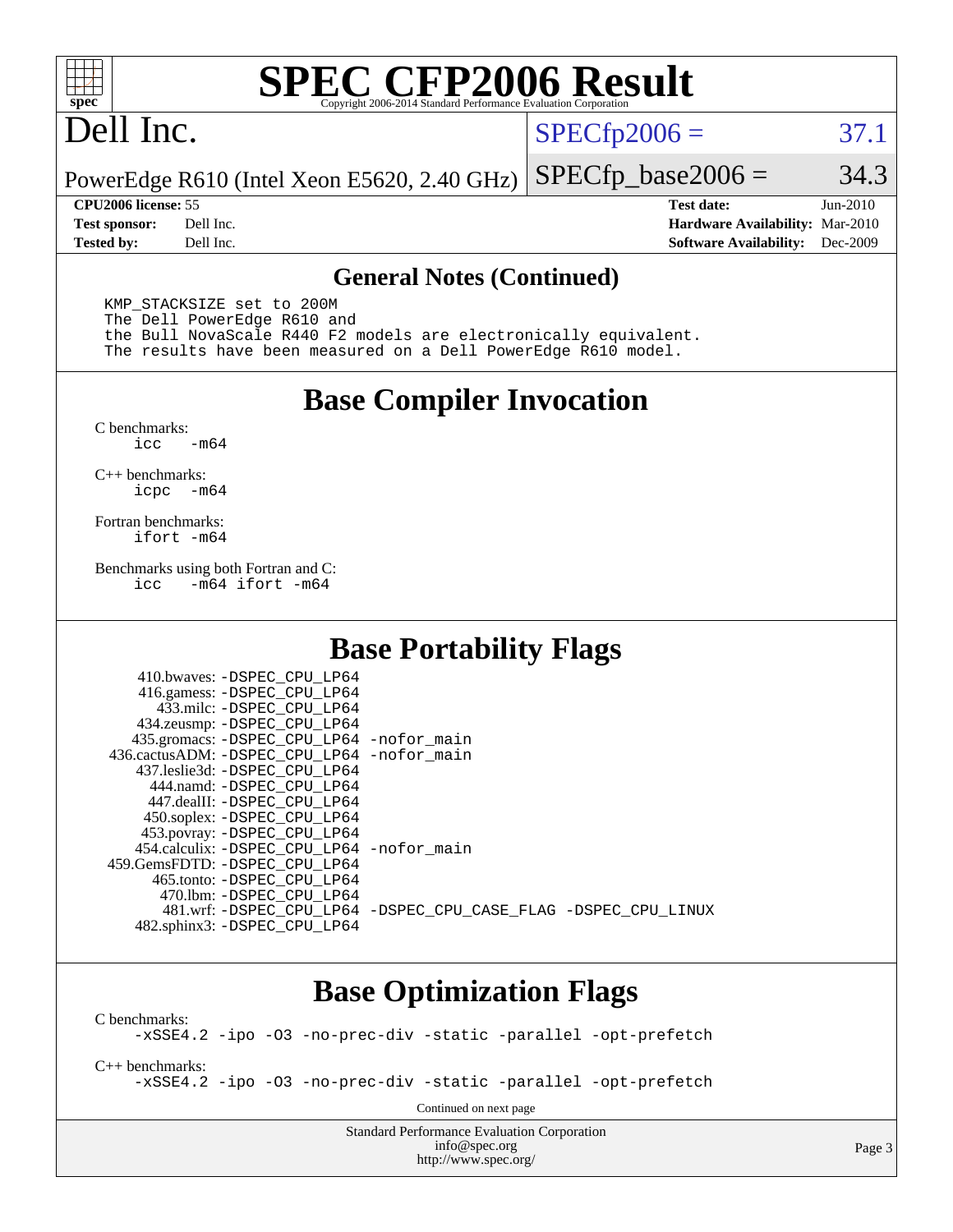## General Notes (Continued)

```
KMP_STACKSIZE set to 200M
The Dell PowerEdge R610 and
the Bull NovaScale R440 F2 models are electronically equivalent.
The results have been measured on a Dell PowerEdge R610 model.
```

## Base Compiler Invocation

C benchmarks:
```
icc   -m64
```

C++ benchmarks:
```
icpc  -m64
```

Fortran benchmarks:
```
ifort -m64
```

Benchmarks using both Fortran and C:
```
icc   -m64 ifort -m64
```

## Base Portability Flags

| Benchmark | Flags |
|---|---|
| 410.bwaves: | -DSPEC_CPU_LP64 |
| 416.gamess: | -DSPEC_CPU_LP64 |
| 433.milc: | -DSPEC_CPU_LP64 |
| 434.zeusmp: | -DSPEC_CPU_LP64 |
| 435.gromacs: | -DSPEC_CPU_LP64 -nofor_main |
| 436.cactusADM: | -DSPEC_CPU_LP64 -nofor_main |
| 437.leslie3d: | -DSPEC_CPU_LP64 |
| 444.namd: | -DSPEC_CPU_LP64 |
| 447.dealII: | -DSPEC_CPU_LP64 |
| 450.soplex: | -DSPEC_CPU_LP64 |
| 453.povray: | -DSPEC_CPU_LP64 |
| 454.calculix: | -DSPEC_CPU_LP64 -nofor_main |
| 459.GemsFDTD: | -DSPEC_CPU_LP64 |
| 465.tonto: | -DSPEC_CPU_LP64 |
| 470.lbm: | -DSPEC_CPU_LP64 |
| 481.wrf: | -DSPEC_CPU_LP64 -DSPEC_CPU_CASE_FLAG -DSPEC_CPU_LINUX |
| 482.sphinx3: | -DSPEC_CPU_LP64 |

## Base Optimization Flags

C benchmarks:
```
-xSSE4.2 -ipo -O3 -no-prec-div -static -parallel -opt-prefetch
```

C++ benchmarks:
```
-xSSE4.2 -ipo -O3 -no-prec-div -static -parallel -opt-prefetch
```

Continued on next page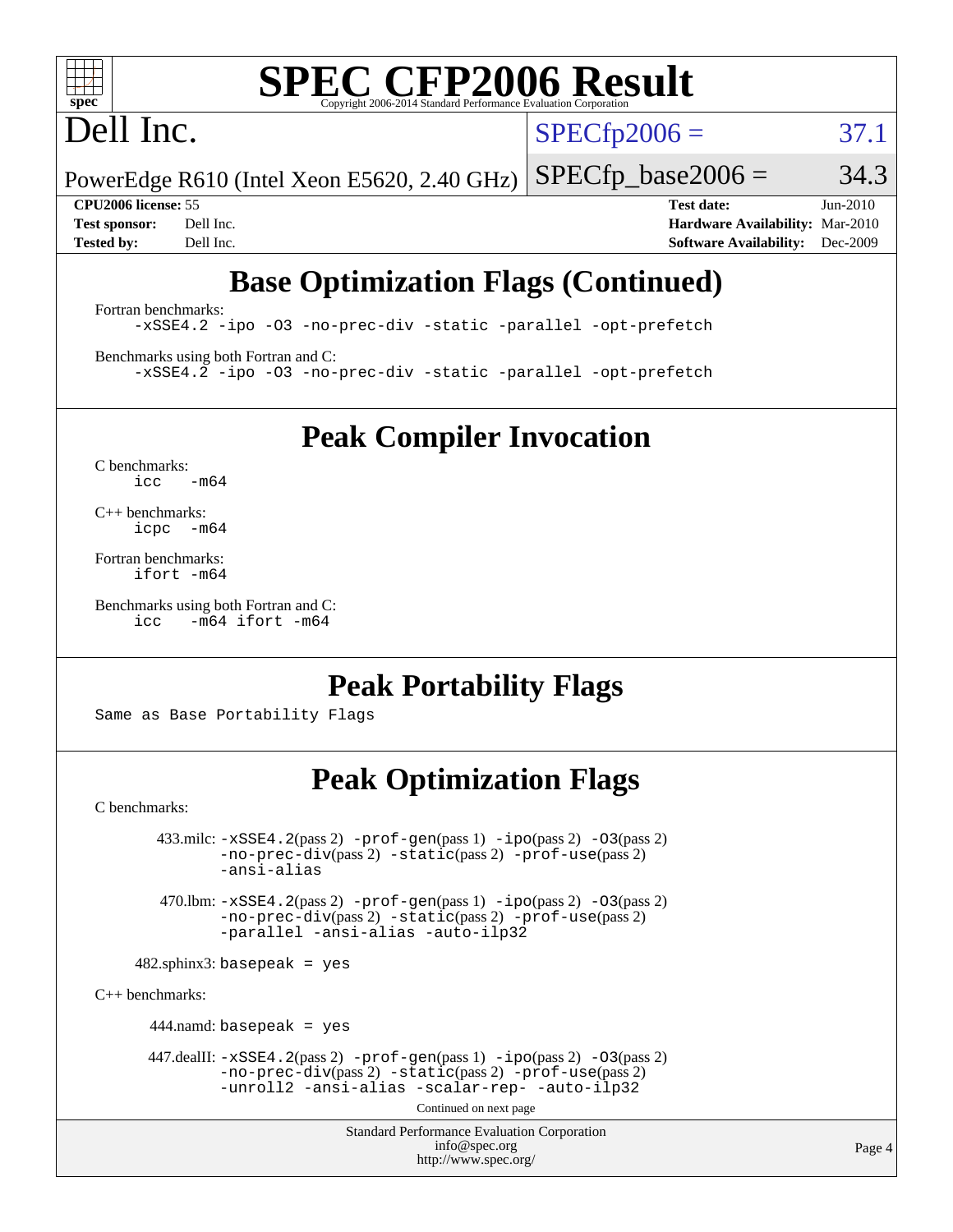# Dell Inc.

PowerEdge R610 (Intel Xeon E5620, 2.40 GHz)

SPECfp2006 = 37.1

SPECfp_base2006 = 34.3

**CPU2006 license:** 55
**Test sponsor:** Dell Inc.
**Tested by:** Dell Inc.

**Test date:** Jun-2010
**Hardware Availability:** Mar-2010
**Software Availability:** Dec-2009

## Base Optimization Flags (Continued)

Fortran benchmarks:

```
-xSSE4.2 -ipo -O3 -no-prec-div -static -parallel -opt-prefetch
```

Benchmarks using both Fortran and C:

```
-xSSE4.2 -ipo -O3 -no-prec-div -static -parallel -opt-prefetch
```

## Peak Compiler Invocation

C benchmarks:

```
icc   -m64
```

C++ benchmarks:

```
icpc  -m64
```

Fortran benchmarks:

```
ifort -m64
```

Benchmarks using both Fortran and C:

```
icc   -m64 ifort -m64
```

## Peak Portability Flags

Same as Base Portability Flags

## Peak Optimization Flags

C benchmarks:

433.milc: -xSSE4.2(pass 2) -prof-gen(pass 1) -ipo(pass 2) -O3(pass 2) -no-prec-div(pass 2) -static(pass 2) -prof-use(pass 2) -ansi-alias

470.lbm: -xSSE4.2(pass 2) -prof-gen(pass 1) -ipo(pass 2) -O3(pass 2) -no-prec-div(pass 2) -static(pass 2) -prof-use(pass 2) -parallel -ansi-alias -auto-ilp32

482.sphinx3: basepeak = yes

C++ benchmarks:

444.namd: basepeak = yes

447.dealII: -xSSE4.2(pass 2) -prof-gen(pass 1) -ipo(pass 2) -O3(pass 2) -no-prec-div(pass 2) -static(pass 2) -prof-use(pass 2) -unroll2 -ansi-alias -scalar-rep- -auto-ilp32

Continued on next page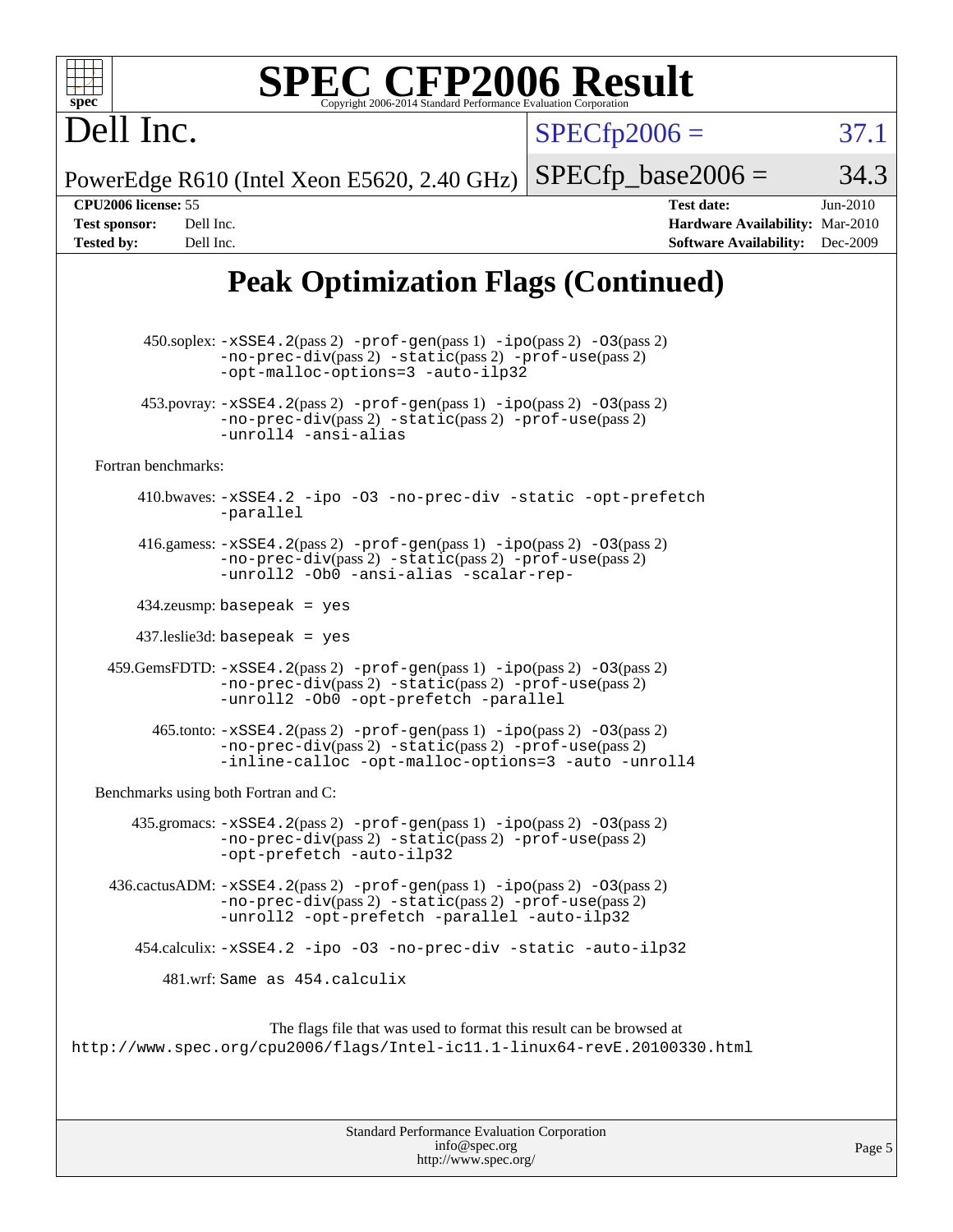# SPEC CFP2006 Result

Copyright 2006-2014 Standard Performance Evaluation Corporation

**Dell Inc.**

PowerEdge R610 (Intel Xeon E5620, 2.40 GHz)

SPECfp2006 = 37.1

SPECfp_base2006 = 34.3

| | | | |
|---|---|---|---|
| **CPU2006 license:** | 55 | **Test date:** | Jun-2010 |
| **Test sponsor:** | Dell Inc. | **Hardware Availability:** | Mar-2010 |
| **Tested by:** | Dell Inc. | **Software Availability:** | Dec-2009 |

## Peak Optimization Flags (Continued)

450.soplex: -xSSE4.2(pass 2) -prof-gen(pass 1) -ipo(pass 2) -O3(pass 2) -no-prec-div(pass 2) -static(pass 2) -prof-use(pass 2) -opt-malloc-options=3 -auto-ilp32

453.povray: -xSSE4.2(pass 2) -prof-gen(pass 1) -ipo(pass 2) -O3(pass 2) -no-prec-div(pass 2) -static(pass 2) -prof-use(pass 2) -unroll4 -ansi-alias

Fortran benchmarks:

410.bwaves: -xSSE4.2 -ipo -O3 -no-prec-div -static -opt-prefetch -parallel

416.gamess: -xSSE4.2(pass 2) -prof-gen(pass 1) -ipo(pass 2) -O3(pass 2) -no-prec-div(pass 2) -static(pass 2) -prof-use(pass 2) -unroll2 -Ob0 -ansi-alias -scalar-rep-

434.zeusmp: basepeak = yes

437.leslie3d: basepeak = yes

459.GemsFDTD: -xSSE4.2(pass 2) -prof-gen(pass 1) -ipo(pass 2) -O3(pass 2) -no-prec-div(pass 2) -static(pass 2) -prof-use(pass 2) -unroll2 -Ob0 -opt-prefetch -parallel

465.tonto: -xSSE4.2(pass 2) -prof-gen(pass 1) -ipo(pass 2) -O3(pass 2) -no-prec-div(pass 2) -static(pass 2) -prof-use(pass 2) -inline-calloc -opt-malloc-options=3 -auto -unroll4

Benchmarks using both Fortran and C:

435.gromacs: -xSSE4.2(pass 2) -prof-gen(pass 1) -ipo(pass 2) -O3(pass 2) -no-prec-div(pass 2) -static(pass 2) -prof-use(pass 2) -opt-prefetch -auto-ilp32

436.cactusADM: -xSSE4.2(pass 2) -prof-gen(pass 1) -ipo(pass 2) -O3(pass 2) -no-prec-div(pass 2) -static(pass 2) -prof-use(pass 2) -unroll2 -opt-prefetch -parallel -auto-ilp32

454.calculix: -xSSE4.2 -ipo -O3 -no-prec-div -static -auto-ilp32

481.wrf: Same as 454.calculix

The flags file that was used to format this result can be browsed at
http://www.spec.org/cpu2006/flags/Intel-ic11.1-linux64-revE.20100330.html

Standard Performance Evaluation Corporation
info@spec.org
http://www.spec.org/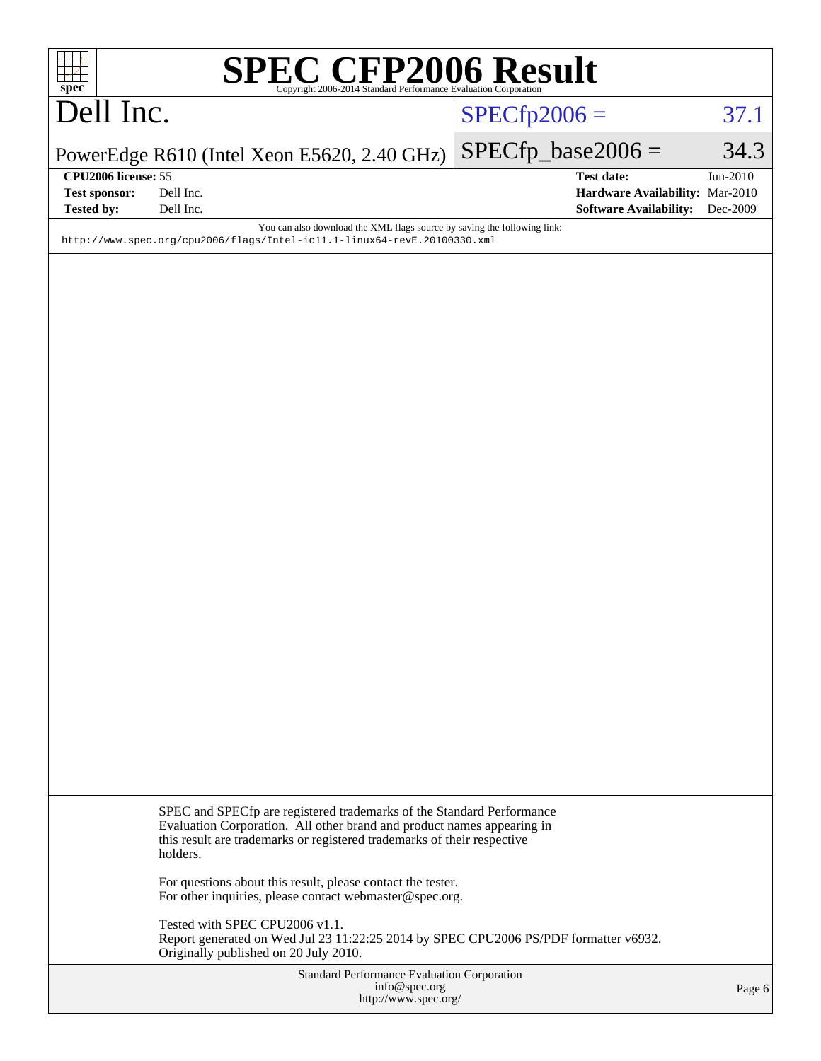# SPEC CFP2006 Result

Copyright 2006-2014 Standard Performance Evaluation Corporation

**Dell Inc.**

PowerEdge R610 (Intel Xeon E5620, 2.40 GHz)

SPECfp2006 = 37.1

SPECfp_base2006 = 34.3

| | | | |
|---|---|---|---|
| **CPU2006 license:** | 55 | **Test date:** | Jun-2010 |
| **Test sponsor:** | Dell Inc. | **Hardware Availability:** | Mar-2010 |
| **Tested by:** | Dell Inc. | **Software Availability:** | Dec-2009 |

You can also download the XML flags source by saving the following link:
http://www.spec.org/cpu2006/flags/Intel-ic11.1-linux64-revE.20100330.xml

SPEC and SPECfp are registered trademarks of the Standard Performance Evaluation Corporation. All other brand and product names appearing in this result are trademarks or registered trademarks of their respective holders.

For questions about this result, please contact the tester.
For other inquiries, please contact webmaster@spec.org.

Tested with SPEC CPU2006 v1.1.
Report generated on Wed Jul 23 11:22:25 2014 by SPEC CPU2006 PS/PDF formatter v6932.
Originally published on 20 July 2010.

Standard Performance Evaluation Corporation
info@spec.org
http://www.spec.org/